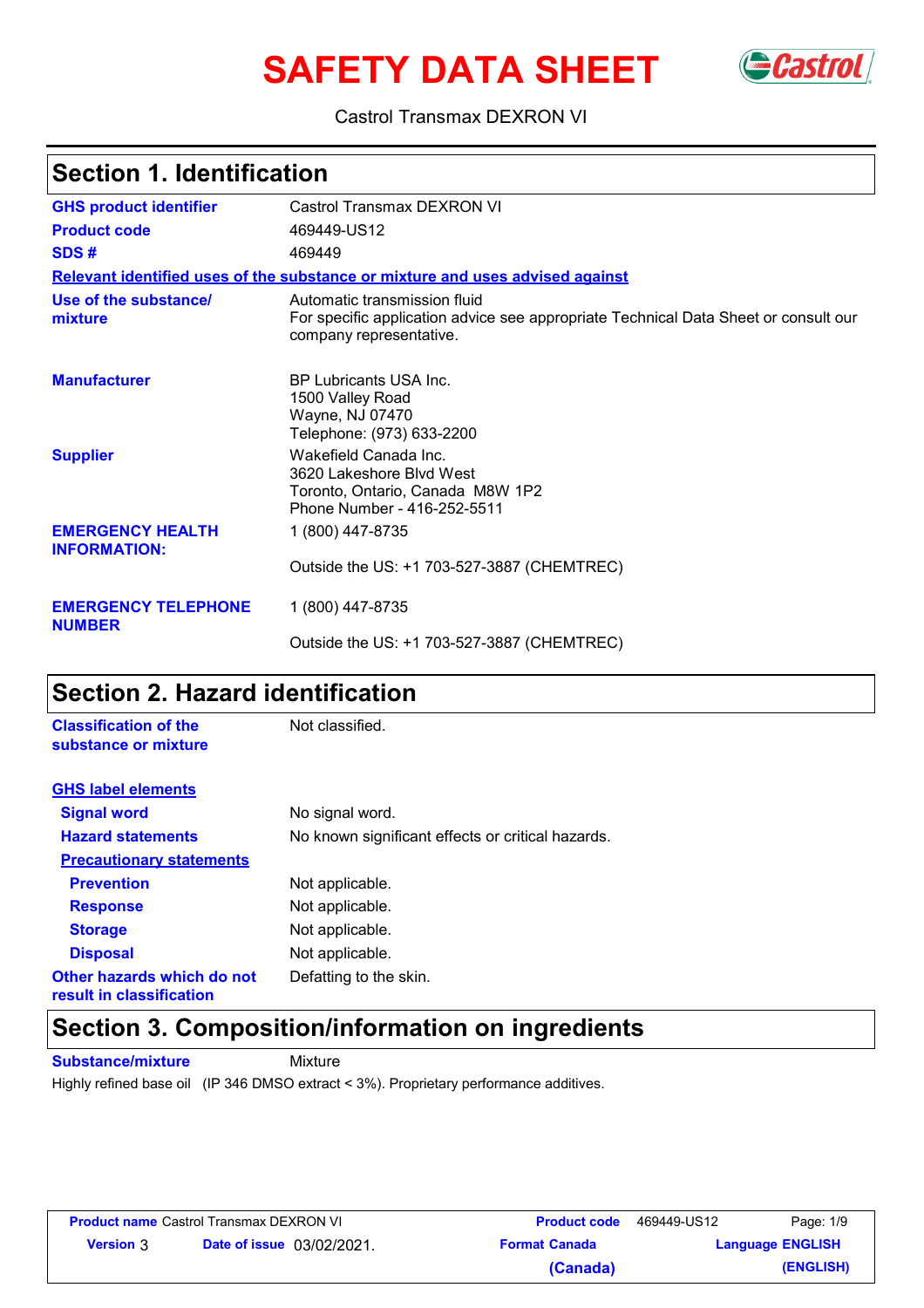# SAFETY DATA SHEET

Castrol Transmax DEXRON VI

## Section 1. Identification

| | |
|---|---|
| **GHS product identifier** | Castrol Transmax DEXRON VI |
| **Product code** | 469449-US12 |
| **SDS #** | 469449 |

**Relevant identified uses of the substance or mixture and uses advised against**

| | |
|---|---|
| **Use of the substance/ mixture** | Automatic transmission fluid<br>For specific application advice see appropriate Technical Data Sheet or consult our company representative. |
| **Manufacturer** | BP Lubricants USA Inc.<br>1500 Valley Road<br>Wayne, NJ 07470<br>Telephone: (973) 633-2200 |
| **Supplier** | Wakefield Canada Inc.<br>3620 Lakeshore Blvd West<br>Toronto, Ontario, Canada M8W 1P2<br>Phone Number - 416-252-5511 |
| **EMERGENCY HEALTH INFORMATION:** | 1 (800) 447-8735<br><br>Outside the US: +1 703-527-3887 (CHEMTREC) |
| **EMERGENCY TELEPHONE NUMBER** | 1 (800) 447-8735<br><br>Outside the US: +1 703-527-3887 (CHEMTREC) |

## Section 2. Hazard identification

| | |
|---|---|
| **Classification of the substance or mixture** | Not classified. |

**GHS label elements**

| | |
|---|---|
| **Signal word** | No signal word. |
| **Hazard statements** | No known significant effects or critical hazards. |

**Precautionary statements**

| | |
|---|---|
| **Prevention** | Not applicable. |
| **Response** | Not applicable. |
| **Storage** | Not applicable. |
| **Disposal** | Not applicable. |
| **Other hazards which do not result in classification** | Defatting to the skin. |

## Section 3. Composition/information on ingredients

| | |
|---|---|
| **Substance/mixture** | Mixture |

Highly refined base oil (IP 346 DMSO extract < 3%). Proprietary performance additives.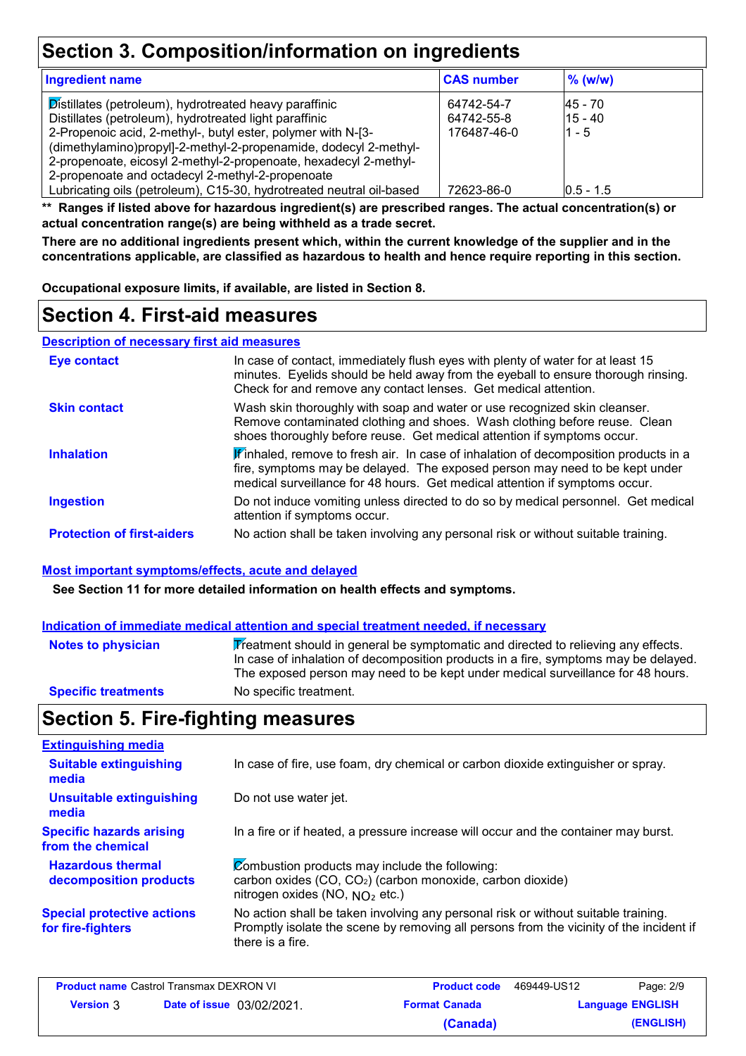## Section 3. Composition/information on ingredients

| Ingredient name | CAS number | % (w/w) |
|---|---|---|
| Distillates (petroleum), hydrotreated heavy paraffinic | 64742-54-7 | 45 - 70 |
| Distillates (petroleum), hydrotreated light paraffinic | 64742-55-8 | 15 - 40 |
| 2-Propenoic acid, 2-methyl-, butyl ester, polymer with N-[3-(dimethylamino)propyl]-2-methyl-2-propenamide, dodecyl 2-methyl-2-propenoate, eicosyl 2-methyl-2-propenoate, hexadecyl 2-methyl-2-propenoate and octadecyl 2-methyl-2-propenoate | 176487-46-0 | 1 - 5 |
| Lubricating oils (petroleum), C15-30, hydrotreated neutral oil-based | 72623-86-0 | 0.5 - 1.5 |

**** Ranges if listed above for hazardous ingredient(s) are prescribed ranges. The actual concentration(s) or actual concentration range(s) are being withheld as a trade secret.**

**There are no additional ingredients present which, within the current knowledge of the supplier and in the concentrations applicable, are classified as hazardous to health and hence require reporting in this section.**

**Occupational exposure limits, if available, are listed in Section 8.**

## Section 4. First-aid measures

### Description of necessary first aid measures

**Eye contact**
In case of contact, immediately flush eyes with plenty of water for at least 15 minutes. Eyelids should be held away from the eyeball to ensure thorough rinsing. Check for and remove any contact lenses. Get medical attention.

**Skin contact**
Wash skin thoroughly with soap and water or use recognized skin cleanser. Remove contaminated clothing and shoes. Wash clothing before reuse. Clean shoes thoroughly before reuse. Get medical attention if symptoms occur.

**Inhalation**
If inhaled, remove to fresh air. In case of inhalation of decomposition products in a fire, symptoms may be delayed. The exposed person may need to be kept under medical surveillance for 48 hours. Get medical attention if symptoms occur.

**Ingestion**
Do not induce vomiting unless directed to do so by medical personnel. Get medical attention if symptoms occur.

**Protection of first-aiders**
No action shall be taken involving any personal risk or without suitable training.

### Most important symptoms/effects, acute and delayed

**See Section 11 for more detailed information on health effects and symptoms.**

### Indication of immediate medical attention and special treatment needed, if necessary

**Notes to physician**
Treatment should in general be symptomatic and directed to relieving any effects. In case of inhalation of decomposition products in a fire, symptoms may be delayed. The exposed person may need to be kept under medical surveillance for 48 hours.

**Specific treatments**
No specific treatment.

## Section 5. Fire-fighting measures

### Extinguishing media

**Suitable extinguishing media**
In case of fire, use foam, dry chemical or carbon dioxide extinguisher or spray.

**Unsuitable extinguishing media**
Do not use water jet.

**Specific hazards arising from the chemical**
In a fire or if heated, a pressure increase will occur and the container may burst.

**Hazardous thermal decomposition products**
Combustion products may include the following:
carbon oxides ($CO$, $CO_2$) (carbon monoxide, carbon dioxide)
nitrogen oxides ($NO$, $NO_2$ etc.)

**Special protective actions for fire-fighters**
No action shall be taken involving any personal risk or without suitable training. Promptly isolate the scene by removing all persons from the vicinity of the incident if there is a fire.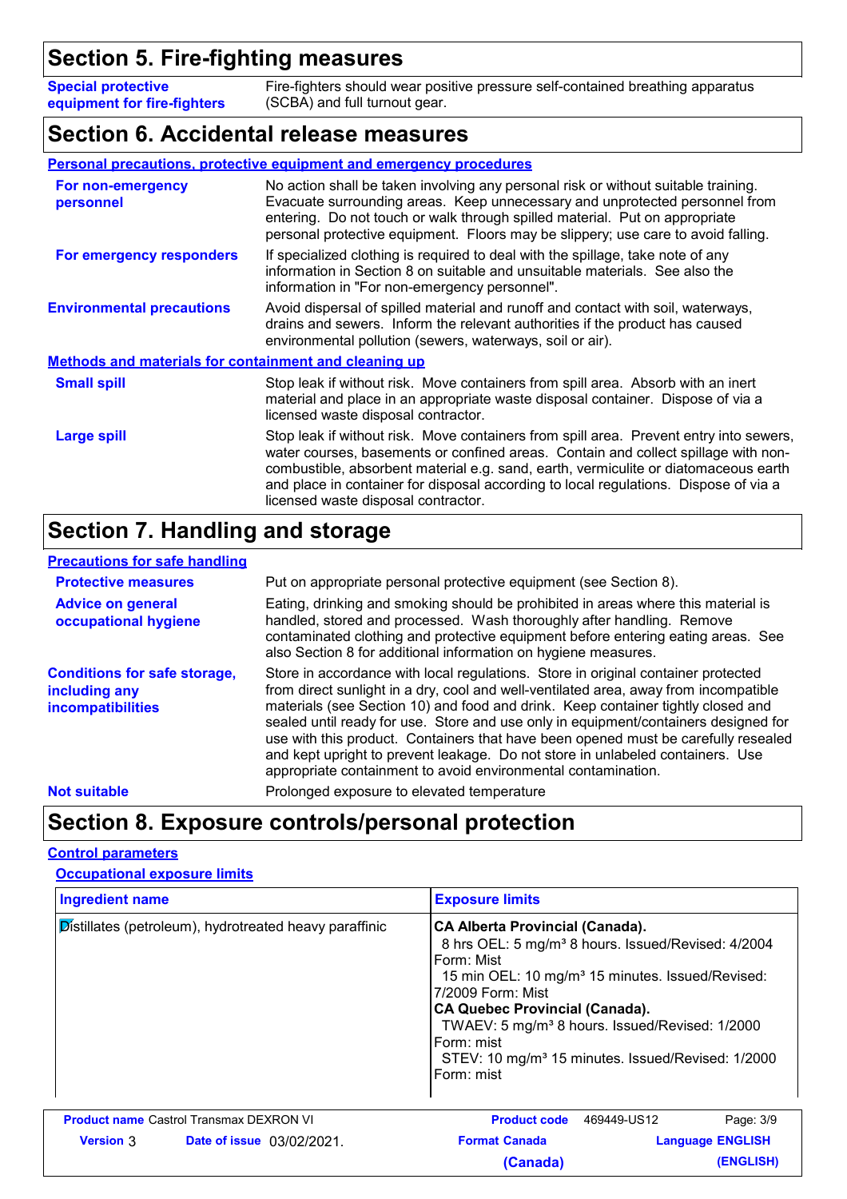## Section 5. Fire-fighting measures

**Special protective equipment for fire-fighters** — Fire-fighters should wear positive pressure self-contained breathing apparatus (SCBA) and full turnout gear.

## Section 6. Accidental release measures

### Personal precautions, protective equipment and emergency procedures

**For non-emergency personnel** — No action shall be taken involving any personal risk or without suitable training. Evacuate surrounding areas. Keep unnecessary and unprotected personnel from entering. Do not touch or walk through spilled material. Put on appropriate personal protective equipment. Floors may be slippery; use care to avoid falling.

**For emergency responders** — If specialized clothing is required to deal with the spillage, take note of any information in Section 8 on suitable and unsuitable materials. See also the information in "For non-emergency personnel".

**Environmental precautions** — Avoid dispersal of spilled material and runoff and contact with soil, waterways, drains and sewers. Inform the relevant authorities if the product has caused environmental pollution (sewers, waterways, soil or air).

### Methods and materials for containment and cleaning up

**Small spill** — Stop leak if without risk. Move containers from spill area. Absorb with an inert material and place in an appropriate waste disposal container. Dispose of via a licensed waste disposal contractor.

**Large spill** — Stop leak if without risk. Move containers from spill area. Prevent entry into sewers, water courses, basements or confined areas. Contain and collect spillage with non-combustible, absorbent material e.g. sand, earth, vermiculite or diatomaceous earth and place in container for disposal according to local regulations. Dispose of via a licensed waste disposal contractor.

## Section 7. Handling and storage

### Precautions for safe handling

**Protective measures** — Put on appropriate personal protective equipment (see Section 8).

**Advice on general occupational hygiene** — Eating, drinking and smoking should be prohibited in areas where this material is handled, stored and processed. Wash thoroughly after handling. Remove contaminated clothing and protective equipment before entering eating areas. See also Section 8 for additional information on hygiene measures.

**Conditions for safe storage, including any incompatibilities** — Store in accordance with local regulations. Store in original container protected from direct sunlight in a dry, cool and well-ventilated area, away from incompatible materials (see Section 10) and food and drink. Keep container tightly closed and sealed until ready for use. Store and use only in equipment/containers designed for use with this product. Containers that have been opened must be carefully resealed and kept upright to prevent leakage. Do not store in unlabeled containers. Use appropriate containment to avoid environmental contamination.

**Not suitable** — Prolonged exposure to elevated temperature

## Section 8. Exposure controls/personal protection

### Control parameters

#### Occupational exposure limits

| Ingredient name | Exposure limits |
| --- | --- |
| Distillates (petroleum), hydrotreated heavy paraffinic | **CA Alberta Provincial (Canada).**<br>8 hrs OEL: 5 mg/m³ 8 hours. Issued/Revised: 4/2004 Form: Mist<br>15 min OEL: 10 mg/m³ 15 minutes. Issued/Revised: 7/2009 Form: Mist<br>**CA Quebec Provincial (Canada).**<br>TWAEV: 5 mg/m³ 8 hours. Issued/Revised: 1/2000 Form: mist<br>STEV: 10 mg/m³ 15 minutes. Issued/Revised: 1/2000 Form: mist |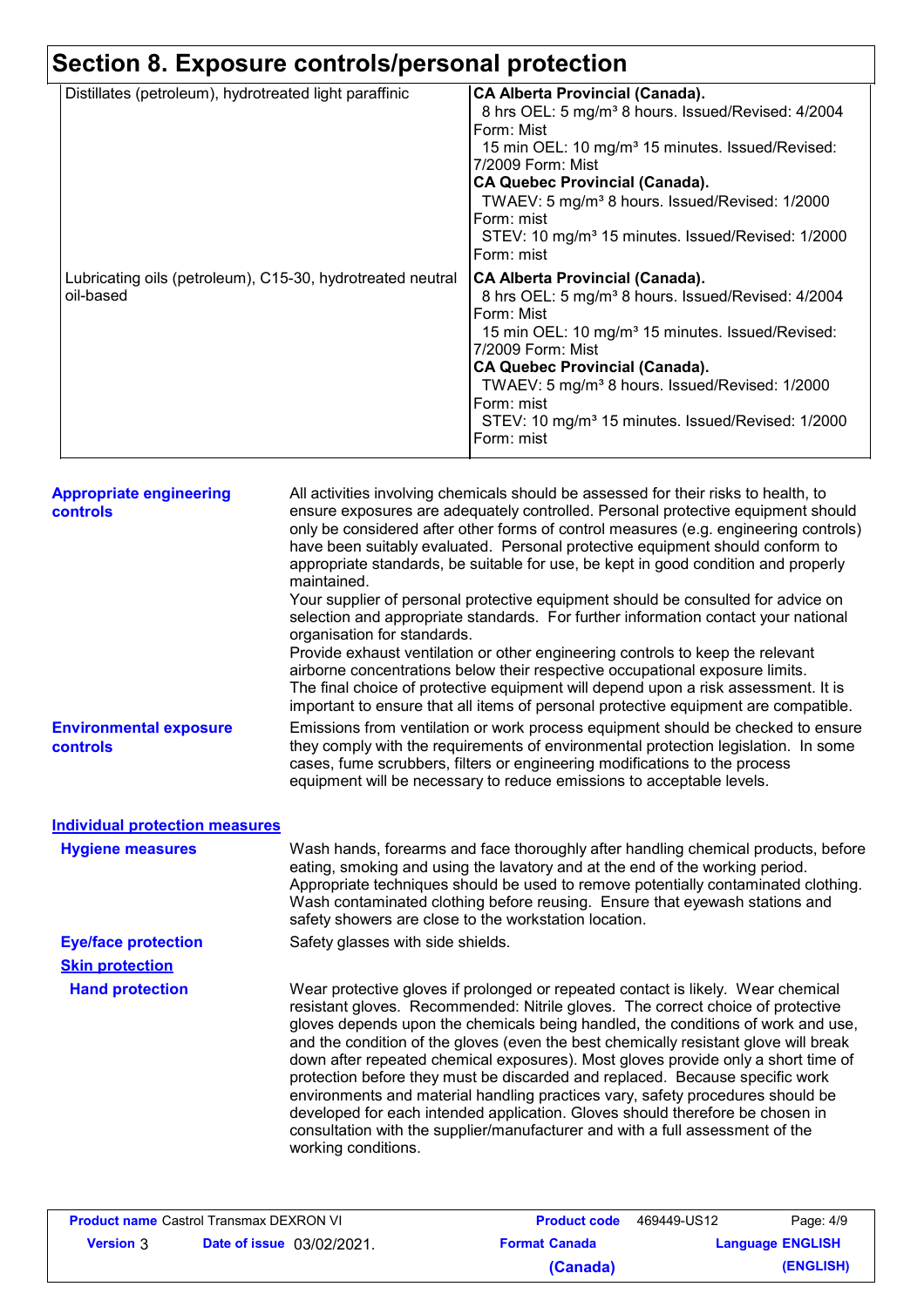# Section 8. Exposure controls/personal protection

| | |
|---|---|
| Distillates (petroleum), hydrotreated light paraffinic | **CA Alberta Provincial (Canada).**<br>8 hrs OEL: 5 mg/m³ 8 hours. Issued/Revised: 4/2004 Form: Mist<br>15 min OEL: 10 mg/m³ 15 minutes. Issued/Revised: 7/2009 Form: Mist<br>**CA Quebec Provincial (Canada).**<br>TWAEV: 5 mg/m³ 8 hours. Issued/Revised: 1/2000 Form: mist<br>STEV: 10 mg/m³ 15 minutes. Issued/Revised: 1/2000 Form: mist |
| Lubricating oils (petroleum), C15-30, hydrotreated neutral oil-based | **CA Alberta Provincial (Canada).**<br>8 hrs OEL: 5 mg/m³ 8 hours. Issued/Revised: 4/2004 Form: Mist<br>15 min OEL: 10 mg/m³ 15 minutes. Issued/Revised: 7/2009 Form: Mist<br>**CA Quebec Provincial (Canada).**<br>TWAEV: 5 mg/m³ 8 hours. Issued/Revised: 1/2000 Form: mist<br>STEV: 10 mg/m³ 15 minutes. Issued/Revised: 1/2000 Form: mist |

**Appropriate engineering controls**

All activities involving chemicals should be assessed for their risks to health, to ensure exposures are adequately controlled. Personal protective equipment should only be considered after other forms of control measures (e.g. engineering controls) have been suitably evaluated. Personal protective equipment should conform to appropriate standards, be suitable for use, be kept in good condition and properly maintained.
Your supplier of personal protective equipment should be consulted for advice on selection and appropriate standards. For further information contact your national organisation for standards.
Provide exhaust ventilation or other engineering controls to keep the relevant airborne concentrations below their respective occupational exposure limits.
The final choice of protective equipment will depend upon a risk assessment. It is important to ensure that all items of personal protective equipment are compatible.

**Environmental exposure controls**

Emissions from ventilation or work process equipment should be checked to ensure they comply with the requirements of environmental protection legislation. In some cases, fume scrubbers, filters or engineering modifications to the process equipment will be necessary to reduce emissions to acceptable levels.

## Individual protection measures

**Hygiene measures**

Wash hands, forearms and face thoroughly after handling chemical products, before eating, smoking and using the lavatory and at the end of the working period. Appropriate techniques should be used to remove potentially contaminated clothing. Wash contaminated clothing before reusing. Ensure that eyewash stations and safety showers are close to the workstation location.

**Eye/face protection**

Safety glasses with side shields.

**Skin protection**

**Hand protection**

Wear protective gloves if prolonged or repeated contact is likely. Wear chemical resistant gloves. Recommended: Nitrile gloves. The correct choice of protective gloves depends upon the chemicals being handled, the conditions of work and use, and the condition of the gloves (even the best chemically resistant glove will break down after repeated chemical exposures). Most gloves provide only a short time of protection before they must be discarded and replaced. Because specific work environments and material handling practices vary, safety procedures should be developed for each intended application. Gloves should therefore be chosen in consultation with the supplier/manufacturer and with a full assessment of the working conditions.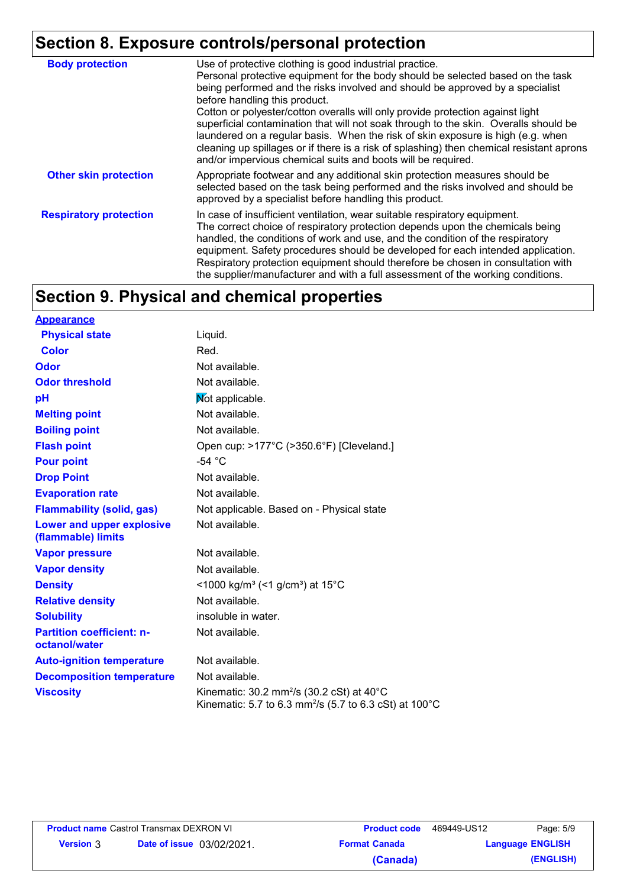## Section 8. Exposure controls/personal protection

| | |
|---|---|
| **Body protection** | Use of protective clothing is good industrial practice. Personal protective equipment for the body should be selected based on the task being performed and the risks involved and should be approved by a specialist before handling this product. Cotton or polyester/cotton overalls will only provide protection against light superficial contamination that will not soak through to the skin. Overalls should be laundered on a regular basis. When the risk of skin exposure is high (e.g. when cleaning up spillages or if there is a risk of splashing) then chemical resistant aprons and/or impervious chemical suits and boots will be required. |
| **Other skin protection** | Appropriate footwear and any additional skin protection measures should be selected based on the task being performed and the risks involved and should be approved by a specialist before handling this product. |
| **Respiratory protection** | In case of insufficient ventilation, wear suitable respiratory equipment. The correct choice of respiratory protection depends upon the chemicals being handled, the conditions of work and use, and the condition of the respiratory equipment. Safety procedures should be developed for each intended application. Respiratory protection equipment should therefore be chosen in consultation with the supplier/manufacturer and with a full assessment of the working conditions. |

## Section 9. Physical and chemical properties

| | |
|---|---|
| **Appearance** | |
| **Physical state** | Liquid. |
| **Color** | Red. |
| **Odor** | Not available. |
| **Odor threshold** | Not available. |
| **pH** | Not applicable. |
| **Melting point** | Not available. |
| **Boiling point** | Not available. |
| **Flash point** | Open cup: >177°C (>350.6°F) [Cleveland.] |
| **Pour point** | -54 °C |
| **Drop Point** | Not available. |
| **Evaporation rate** | Not available. |
| **Flammability (solid, gas)** | Not applicable. Based on - Physical state |
| **Lower and upper explosive (flammable) limits** | Not available. |
| **Vapor pressure** | Not available. |
| **Vapor density** | Not available. |
| **Density** | <1000 kg/m³ (<1 g/cm³) at 15°C |
| **Relative density** | Not available. |
| **Solubility** | insoluble in water. |
| **Partition coefficient: n-octanol/water** | Not available. |
| **Auto-ignition temperature** | Not available. |
| **Decomposition temperature** | Not available. |
| **Viscosity** | Kinematic: 30.2 mm²/s (30.2 cSt) at 40°C<br>Kinematic: 5.7 to 6.3 mm²/s (5.7 to 6.3 cSt) at 100°C |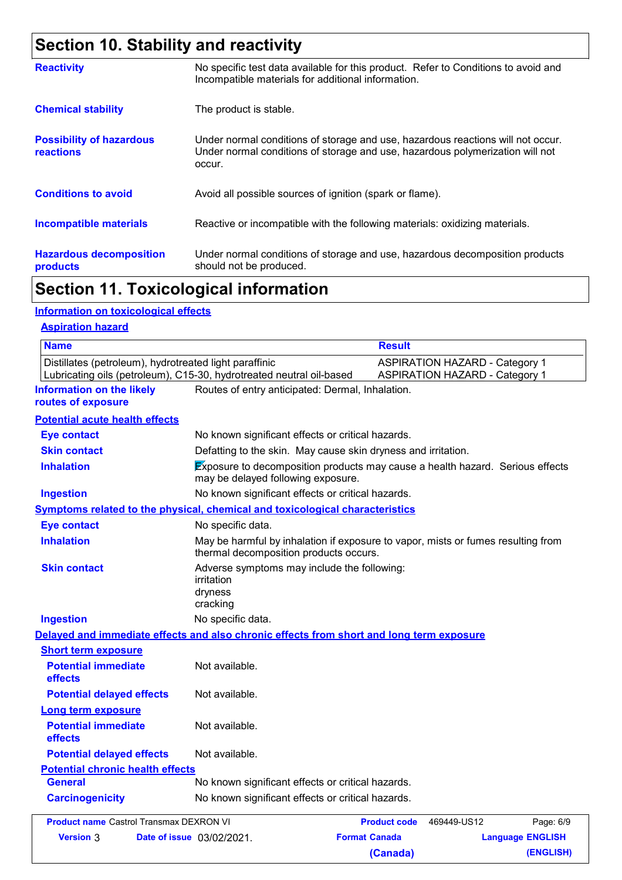## Section 10. Stability and reactivity

**Reactivity**
No specific test data available for this product. Refer to Conditions to avoid and Incompatible materials for additional information.

**Chemical stability**
The product is stable.

**Possibility of hazardous reactions**
Under normal conditions of storage and use, hazardous reactions will not occur. Under normal conditions of storage and use, hazardous polymerization will not occur.

**Conditions to avoid**
Avoid all possible sources of ignition (spark or flame).

**Incompatible materials**
Reactive or incompatible with the following materials: oxidizing materials.

**Hazardous decomposition products**
Under normal conditions of storage and use, hazardous decomposition products should not be produced.

## Section 11. Toxicological information

### Information on toxicological effects

#### Aspiration hazard

| Name | Result |
| --- | --- |
| Distillates (petroleum), hydrotreated light paraffinic | ASPIRATION HAZARD - Category 1 |
| Lubricating oils (petroleum), C15-30, hydrotreated neutral oil-based | ASPIRATION HAZARD - Category 1 |

**Information on the likely routes of exposure**
Routes of entry anticipated: Dermal, Inhalation.

#### Potential acute health effects

**Eye contact**
No known significant effects or critical hazards.

**Skin contact**
Defatting to the skin. May cause skin dryness and irritation.

**Inhalation**
Exposure to decomposition products may cause a health hazard. Serious effects may be delayed following exposure.

**Ingestion**
No known significant effects or critical hazards.

#### Symptoms related to the physical, chemical and toxicological characteristics

**Eye contact**
No specific data.

**Inhalation**
May be harmful by inhalation if exposure to vapor, mists or fumes resulting from thermal decomposition products occurs.

**Skin contact**
Adverse symptoms may include the following:
irritation
dryness
cracking

**Ingestion**
No specific data.

#### Delayed and immediate effects and also chronic effects from short and long term exposure

**Short term exposure**

**Potential immediate effects**
Not available.

**Potential delayed effects**
Not available.

**Long term exposure**

**Potential immediate effects**
Not available.

**Potential delayed effects**
Not available.

**Potential chronic health effects**

**General**
No known significant effects or critical hazards.

**Carcinogenicity**
No known significant effects or critical hazards.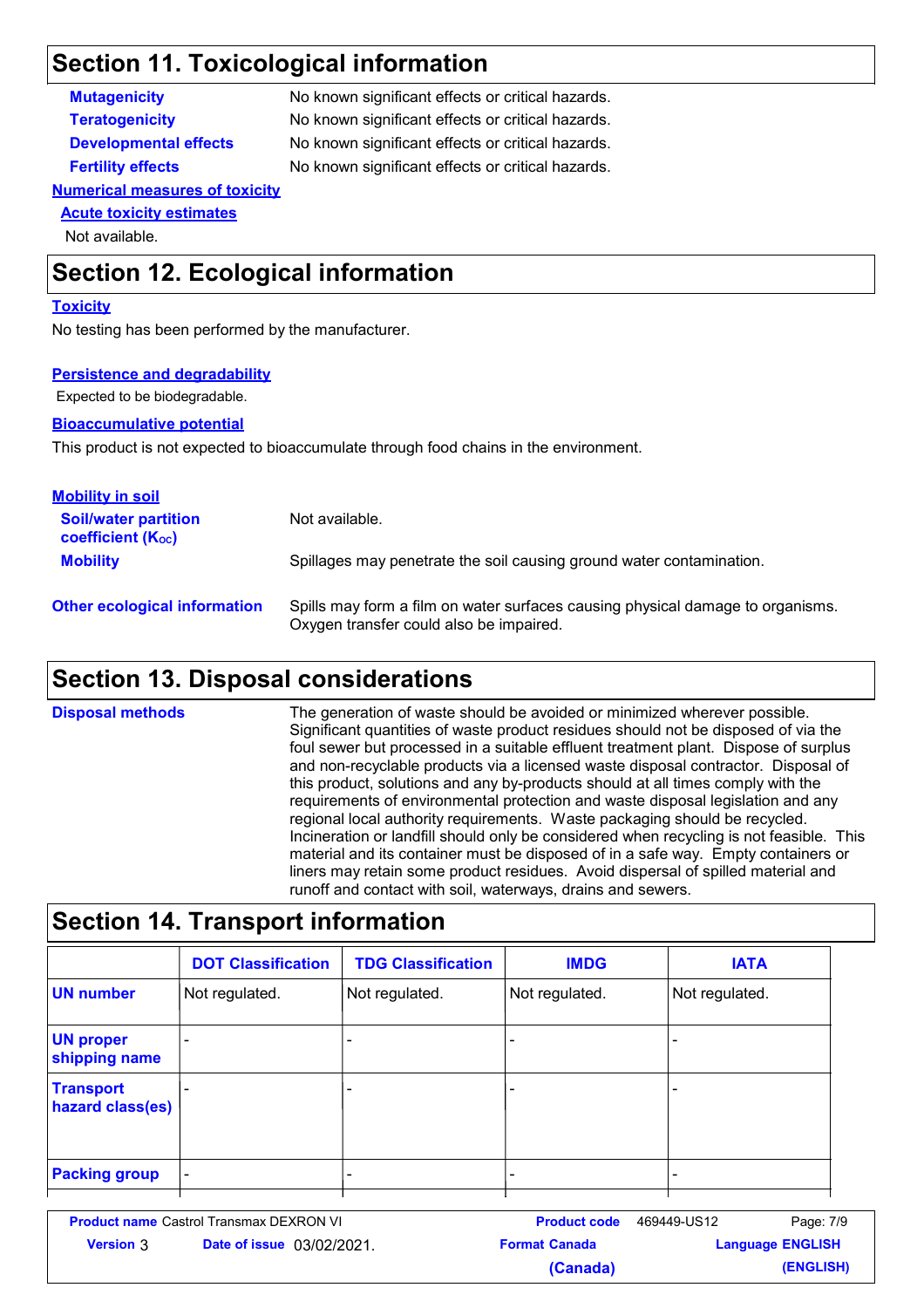## Section 11. Toxicological information

**Mutagenicity** No known significant effects or critical hazards.

**Teratogenicity** No known significant effects or critical hazards.

**Developmental effects** No known significant effects or critical hazards.

**Fertility effects** No known significant effects or critical hazards.

**Numerical measures of toxicity**

**Acute toxicity estimates**

Not available.

## Section 12. Ecological information

**Toxicity**

No testing has been performed by the manufacturer.

**Persistence and degradability**

Expected to be biodegradable.

**Bioaccumulative potential**

This product is not expected to bioaccumulate through food chains in the environment.

**Mobility in soil**

**Soil/water partition coefficient ($K_{OC}$)** Not available.

**Mobility** Spillages may penetrate the soil causing ground water contamination.

**Other ecological information** Spills may form a film on water surfaces causing physical damage to organisms. Oxygen transfer could also be impaired.

## Section 13. Disposal considerations

**Disposal methods** The generation of waste should be avoided or minimized wherever possible. Significant quantities of waste product residues should not be disposed of via the foul sewer but processed in a suitable effluent treatment plant. Dispose of surplus and non-recyclable products via a licensed waste disposal contractor. Disposal of this product, solutions and any by-products should at all times comply with the requirements of environmental protection and waste disposal legislation and any regional local authority requirements. Waste packaging should be recycled. Incineration or landfill should only be considered when recycling is not feasible. This material and its container must be disposed of in a safe way. Empty containers or liners may retain some product residues. Avoid dispersal of spilled material and runoff and contact with soil, waterways, drains and sewers.

## Section 14. Transport information

| | DOT Classification | TDG Classification | IMDG | IATA |
|---|---|---|---|---|
| UN number | Not regulated. | Not regulated. | Not regulated. | Not regulated. |
| UN proper shipping name | - | - | - | - |
| Transport hazard class(es) | - | - | - | - |
| Packing group | - | - | - | - |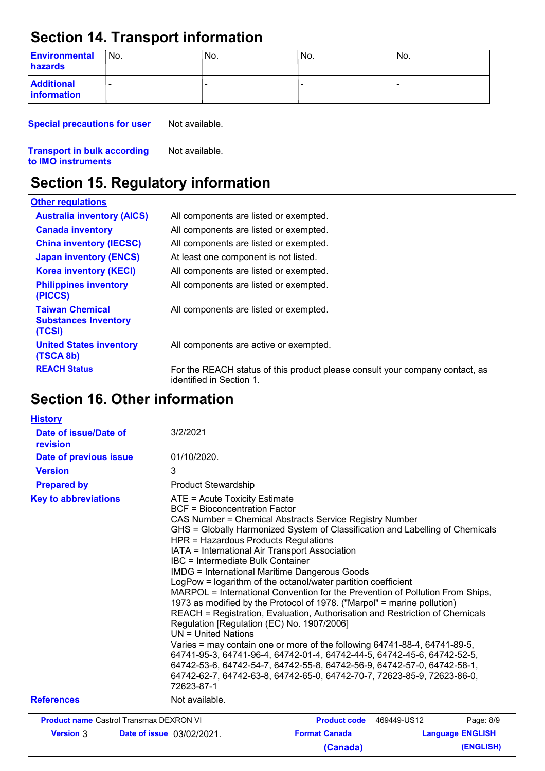## Section 14. Transport information

| Environmental hazards | No. | No. | No. | No. |
|---|---|---|---|---|
| Additional information | - | - | - | - |

**Special precautions for user** Not available.

**Transport in bulk according to IMO instruments** Not available.

## Section 15. Regulatory information

**Other regulations**

| | |
|---|---|
| **Australia inventory (AICS)** | All components are listed or exempted. |
| **Canada inventory** | All components are listed or exempted. |
| **China inventory (IECSC)** | All components are listed or exempted. |
| **Japan inventory (ENCS)** | At least one component is not listed. |
| **Korea inventory (KECI)** | All components are listed or exempted. |
| **Philippines inventory (PICCS)** | All components are listed or exempted. |
| **Taiwan Chemical Substances Inventory (TCSI)** | All components are listed or exempted. |
| **United States inventory (TSCA 8b)** | All components are active or exempted. |
| **REACH Status** | For the REACH status of this product please consult your company contact, as identified in Section 1. |

## Section 16. Other information

**History**

| | |
|---|---|
| **Date of issue/Date of revision** | 3/2/2021 |
| **Date of previous issue** | 01/10/2020. |
| **Version** | 3 |
| **Prepared by** | Product Stewardship |

**Key to abbreviations**

ATE = Acute Toxicity Estimate
BCF = Bioconcentration Factor
CAS Number = Chemical Abstracts Service Registry Number
GHS = Globally Harmonized System of Classification and Labelling of Chemicals
HPR = Hazardous Products Regulations
IATA = International Air Transport Association
IBC = Intermediate Bulk Container
IMDG = International Maritime Dangerous Goods
LogPow = logarithm of the octanol/water partition coefficient
MARPOL = International Convention for the Prevention of Pollution From Ships, 1973 as modified by the Protocol of 1978. ("Marpol" = marine pollution)
REACH = Registration, Evaluation, Authorisation and Restriction of Chemicals Regulation [Regulation (EC) No. 1907/2006]
UN = United Nations
Varies = may contain one or more of the following 64741-88-4, 64741-89-5, 64741-95-3, 64741-96-4, 64742-01-4, 64742-44-5, 64742-45-6, 64742-52-5, 64742-53-6, 64742-54-7, 64742-55-8, 64742-56-9, 64742-57-0, 64742-58-1, 64742-62-7, 64742-63-8, 64742-65-0, 64742-70-7, 72623-85-9, 72623-86-0, 72623-87-1

**References** Not available.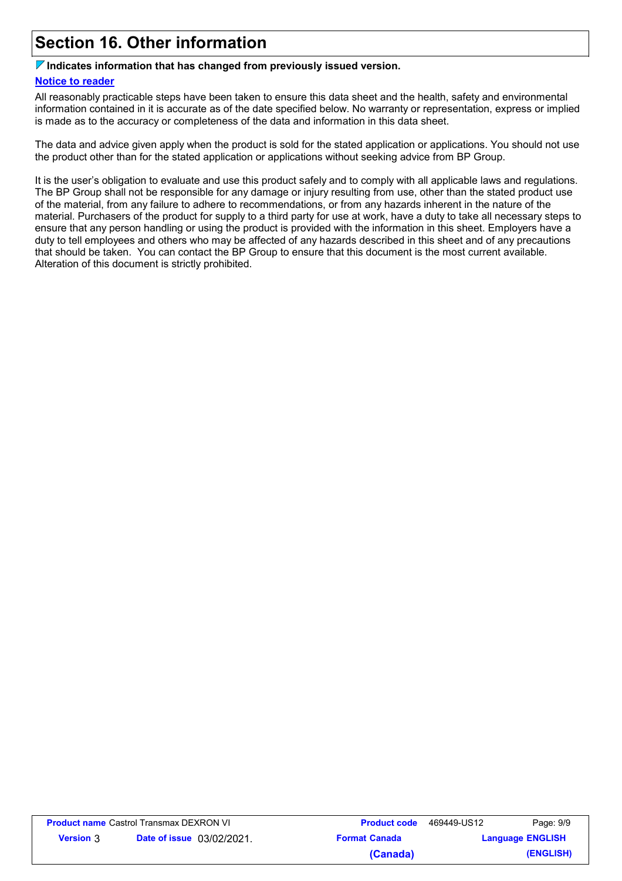# Section 16. Other information

**Indicates information that has changed from previously issued version.**

**Notice to reader**

All reasonably practicable steps have been taken to ensure this data sheet and the health, safety and environmental information contained in it is accurate as of the date specified below. No warranty or representation, express or implied is made as to the accuracy or completeness of the data and information in this data sheet.

The data and advice given apply when the product is sold for the stated application or applications. You should not use the product other than for the stated application or applications without seeking advice from BP Group.

It is the user's obligation to evaluate and use this product safely and to comply with all applicable laws and regulations. The BP Group shall not be responsible for any damage or injury resulting from use, other than the stated product use of the material, from any failure to adhere to recommendations, or from any hazards inherent in the nature of the material. Purchasers of the product for supply to a third party for use at work, have a duty to take all necessary steps to ensure that any person handling or using the product is provided with the information in this sheet. Employers have a duty to tell employees and others who may be affected of any hazards described in this sheet and of any precautions that should be taken. You can contact the BP Group to ensure that this document is the most current available. Alteration of this document is strictly prohibited.